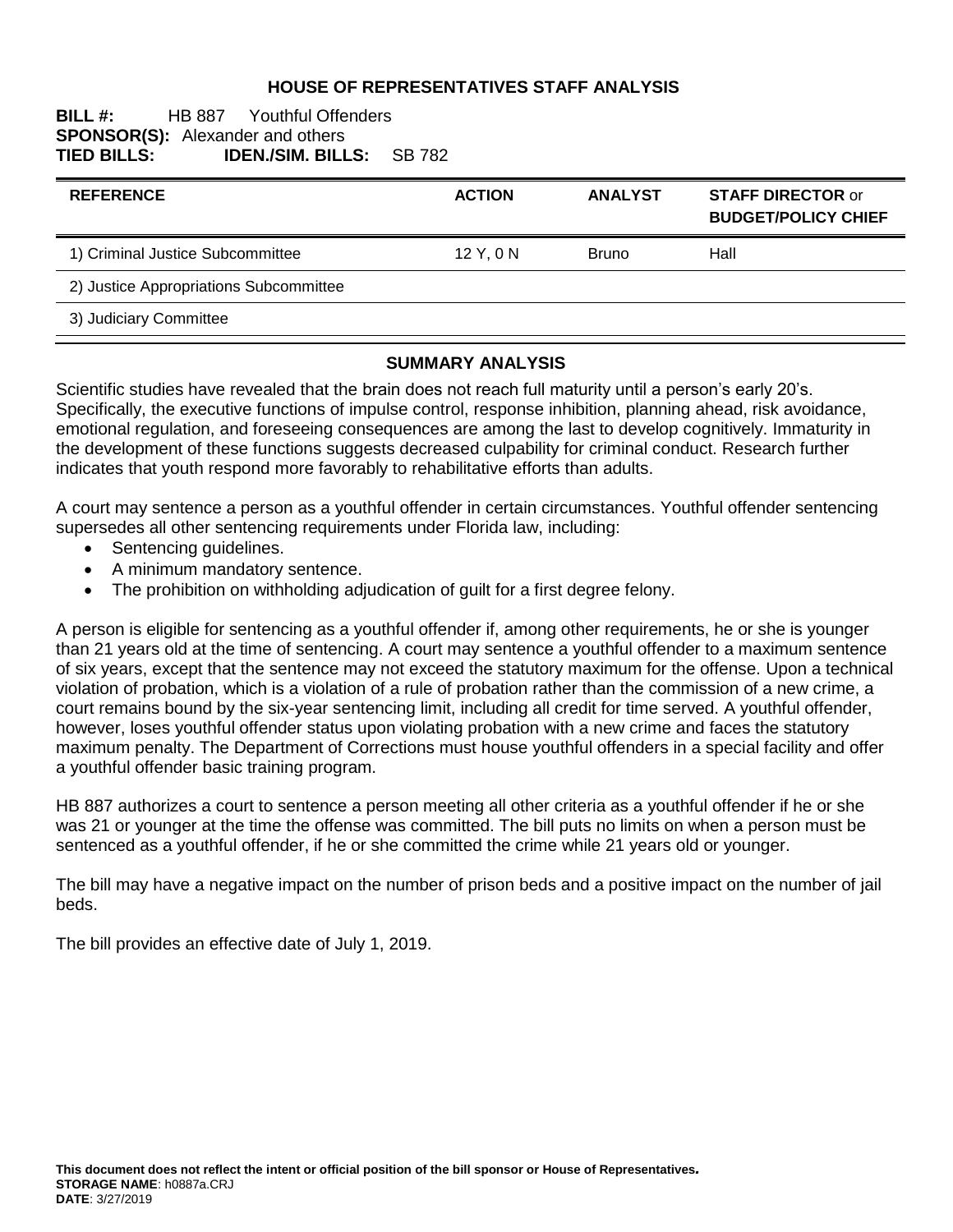# HOUSE OF REPRESENTATIVES STAFF ANALYSIS

**BILL #:** HB 887 Youthful Offenders
**SPONSOR(S):** Alexander and others
**TIED BILLS:** **IDEN./SIM. BILLS:** SB 782

| REFERENCE | ACTION | ANALYST | STAFF DIRECTOR or BUDGET/POLICY CHIEF |
|---|---|---|---|
| 1) Criminal Justice Subcommittee | 12 Y, 0 N | Bruno | Hall |
| 2) Justice Appropriations Subcommittee | | | |
| 3) Judiciary Committee | | | |

## SUMMARY ANALYSIS

Scientific studies have revealed that the brain does not reach full maturity until a person's early 20's. Specifically, the executive functions of impulse control, response inhibition, planning ahead, risk avoidance, emotional regulation, and foreseeing consequences are among the last to develop cognitively. Immaturity in the development of these functions suggests decreased culpability for criminal conduct. Research further indicates that youth respond more favorably to rehabilitative efforts than adults.

A court may sentence a person as a youthful offender in certain circumstances. Youthful offender sentencing supersedes all other sentencing requirements under Florida law, including:

- Sentencing guidelines.
- A minimum mandatory sentence.
- The prohibition on withholding adjudication of guilt for a first degree felony.

A person is eligible for sentencing as a youthful offender if, among other requirements, he or she is younger than 21 years old at the time of sentencing. A court may sentence a youthful offender to a maximum sentence of six years, except that the sentence may not exceed the statutory maximum for the offense. Upon a technical violation of probation, which is a violation of a rule of probation rather than the commission of a new crime, a court remains bound by the six-year sentencing limit, including all credit for time served. A youthful offender, however, loses youthful offender status upon violating probation with a new crime and faces the statutory maximum penalty. The Department of Corrections must house youthful offenders in a special facility and offer a youthful offender basic training program.

HB 887 authorizes a court to sentence a person meeting all other criteria as a youthful offender if he or she was 21 or younger at the time the offense was committed. The bill puts no limits on when a person must be sentenced as a youthful offender, if he or she committed the crime while 21 years old or younger.

The bill may have a negative impact on the number of prison beds and a positive impact on the number of jail beds.

The bill provides an effective date of July 1, 2019.

**This document does not reflect the intent or official position of the bill sponsor or House of Representatives.**
**STORAGE NAME**: h0887a.CRJ
**DATE**: 3/27/2019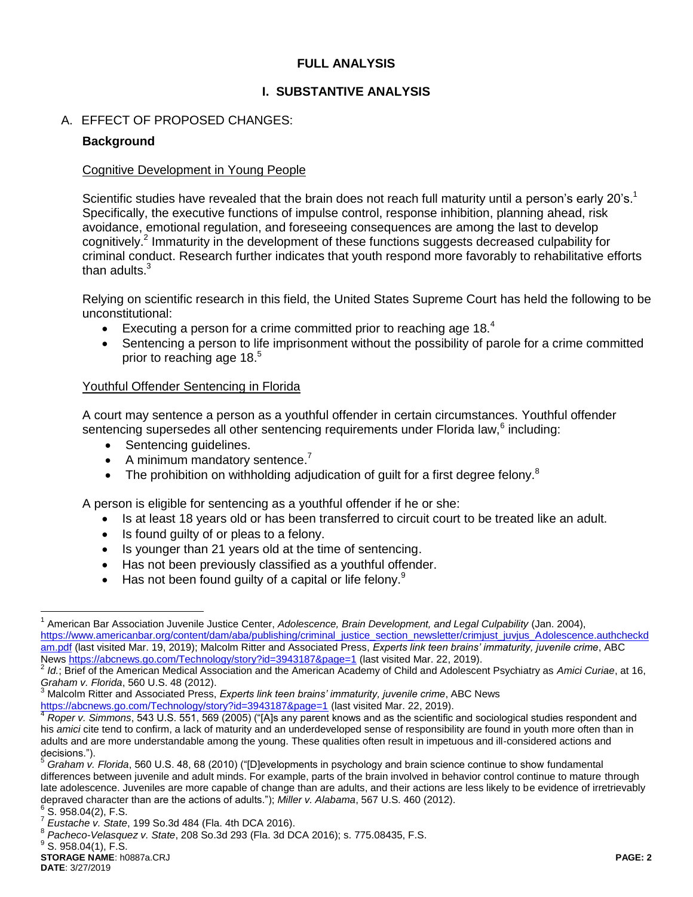# FULL ANALYSIS

## I. SUBSTANTIVE ANALYSIS

### A. EFFECT OF PROPOSED CHANGES:

**Background**

Cognitive Development in Young People

Scientific studies have revealed that the brain does not reach full maturity until a person's early 20's.[1] Specifically, the executive functions of impulse control, response inhibition, planning ahead, risk avoidance, emotional regulation, and foreseeing consequences are among the last to develop cognitively.[2] Immaturity in the development of these functions suggests decreased culpability for criminal conduct. Research further indicates that youth respond more favorably to rehabilitative efforts than adults.[3]

Relying on scientific research in this field, the United States Supreme Court has held the following to be unconstitutional:

- Executing a person for a crime committed prior to reaching age 18.[4]
- Sentencing a person to life imprisonment without the possibility of parole for a crime committed prior to reaching age 18.[5]

Youthful Offender Sentencing in Florida

A court may sentence a person as a youthful offender in certain circumstances. Youthful offender sentencing supersedes all other sentencing requirements under Florida law,[6] including:

- Sentencing guidelines.
- A minimum mandatory sentence.[7]
- The prohibition on withholding adjudication of guilt for a first degree felony.[8]

A person is eligible for sentencing as a youthful offender if he or she:

- Is at least 18 years old or has been transferred to circuit court to be treated like an adult.
- Is found guilty of or pleas to a felony.
- Is younger than 21 years old at the time of sentencing.
- Has not been previously classified as a youthful offender.
- Has not been found guilty of a capital or life felony.[9]

---

[1] American Bar Association Juvenile Justice Center, *Adolescence, Brain Development, and Legal Culpability* (Jan. 2004), https://www.americanbar.org/content/dam/aba/publishing/criminal_justice_section_newsletter/crimjust_juvjus_Adolescence.authcheckdam.pdf (last visited Mar. 19, 2019); Malcolm Ritter and Associated Press, *Experts link teen brains' immaturity, juvenile crime*, ABC News https://abcnews.go.com/Technology/story?id=3943187&page=1 (last visited Mar. 22, 2019).

[2] *Id.*; Brief of the American Medical Association and the American Academy of Child and Adolescent Psychiatry as *Amici Curiae*, at 16, *Graham v. Florida*, 560 U.S. 48 (2012).

[3] Malcolm Ritter and Associated Press, *Experts link teen brains' immaturity, juvenile crime*, ABC News https://abcnews.go.com/Technology/story?id=3943187&page=1 (last visited Mar. 22, 2019).

[4] *Roper v. Simmons*, 543 U.S. 551, 569 (2005) ("[A]s any parent knows and as the scientific and sociological studies respondent and his *amici* cite tend to confirm, a lack of maturity and an underdeveloped sense of responsibility are found in youth more often than in adults and are more understandable among the young. These qualities often result in impetuous and ill-considered actions and decisions.").

[5] *Graham v. Florida*, 560 U.S. 48, 68 (2010) ("[D]evelopments in psychology and brain science continue to show fundamental differences between juvenile and adult minds. For example, parts of the brain involved in behavior control continue to mature through late adolescence. Juveniles are more capable of change than are adults, and their actions are less likely to be evidence of irretrievably depraved character than are the actions of adults."); *Miller v. Alabama*, 567 U.S. 460 (2012).

[6] S. 958.04(2), F.S.

[7] *Eustache v. State*, 199 So.3d 484 (Fla. 4th DCA 2016).

[8] *Pacheco-Velasquez v. State*, 208 So.3d 293 (Fla. 3d DCA 2016); s. 775.08435, F.S.

[9] S. 958.04(1), F.S.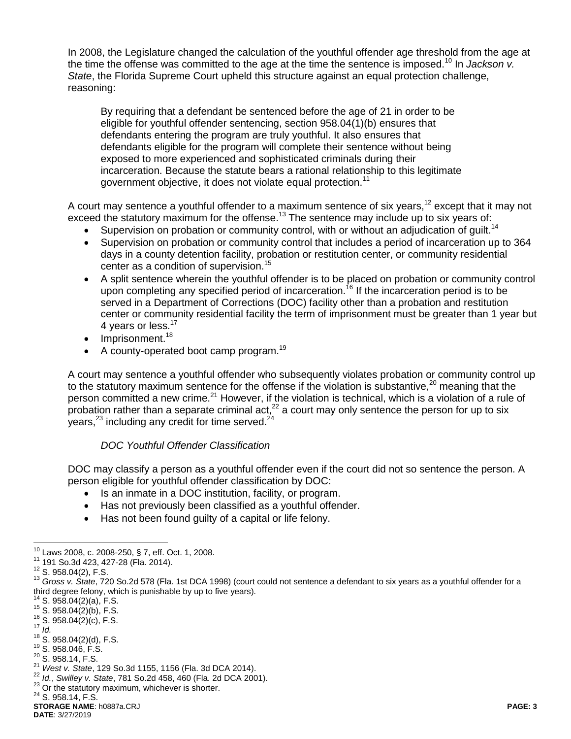In 2008, the Legislature changed the calculation of the youthful offender age threshold from the age at the time the offense was committed to the age at the time the sentence is imposed.[10] In *Jackson v. State*, the Florida Supreme Court upheld this structure against an equal protection challenge, reasoning:

> By requiring that a defendant be sentenced before the age of 21 in order to be eligible for youthful offender sentencing, section 958.04(1)(b) ensures that defendants entering the program are truly youthful. It also ensures that defendants eligible for the program will complete their sentence without being exposed to more experienced and sophisticated criminals during their incarceration. Because the statute bears a rational relationship to this legitimate government objective, it does not violate equal protection.[11]

A court may sentence a youthful offender to a maximum sentence of six years,[12] except that it may not exceed the statutory maximum for the offense.[13] The sentence may include up to six years of:

- Supervision on probation or community control, with or without an adjudication of guilt.[14]
- Supervision on probation or community control that includes a period of incarceration up to 364 days in a county detention facility, probation or restitution center, or community residential center as a condition of supervision.[15]
- A split sentence wherein the youthful offender is to be placed on probation or community control upon completing any specified period of incarceration.[16] If the incarceration period is to be served in a Department of Corrections (DOC) facility other than a probation and restitution center or community residential facility the term of imprisonment must be greater than 1 year but 4 years or less.[17]
- Imprisonment.[18]
- A county-operated boot camp program.[19]

A court may sentence a youthful offender who subsequently violates probation or community control up to the statutory maximum sentence for the offense if the violation is substantive,[20] meaning that the person committed a new crime.[21] However, if the violation is technical, which is a violation of a rule of probation rather than a separate criminal act,[22] a court may only sentence the person for up to six years,[23] including any credit for time served.[24]

*DOC Youthful Offender Classification*

DOC may classify a person as a youthful offender even if the court did not so sentence the person. A person eligible for youthful offender classification by DOC:

- Is an inmate in a DOC institution, facility, or program.
- Has not previously been classified as a youthful offender.
- Has not been found guilty of a capital or life felony.

---

[10] Laws 2008, c. 2008-250, § 7, eff. Oct. 1, 2008.
[11] 191 So.3d 423, 427-28 (Fla. 2014).
[12] S. 958.04(2), F.S.
[13] *Gross v. State*, 720 So.2d 578 (Fla. 1st DCA 1998) (court could not sentence a defendant to six years as a youthful offender for a third degree felony, which is punishable by up to five years).
[14] S. 958.04(2)(a), F.S.
[15] S. 958.04(2)(b), F.S.
[16] S. 958.04(2)(c), F.S.
[17] *Id.*
[18] S. 958.04(2)(d), F.S.
[19] S. 958.046, F.S.
[20] S. 958.14, F.S.
[21] *West v. State*, 129 So.3d 1155, 1156 (Fla. 3d DCA 2014).
[22] *Id.*, *Swilley v. State*, 781 So.2d 458, 460 (Fla. 2d DCA 2001).
[23] Or the statutory maximum, whichever is shorter.
[24] S. 958.14, F.S.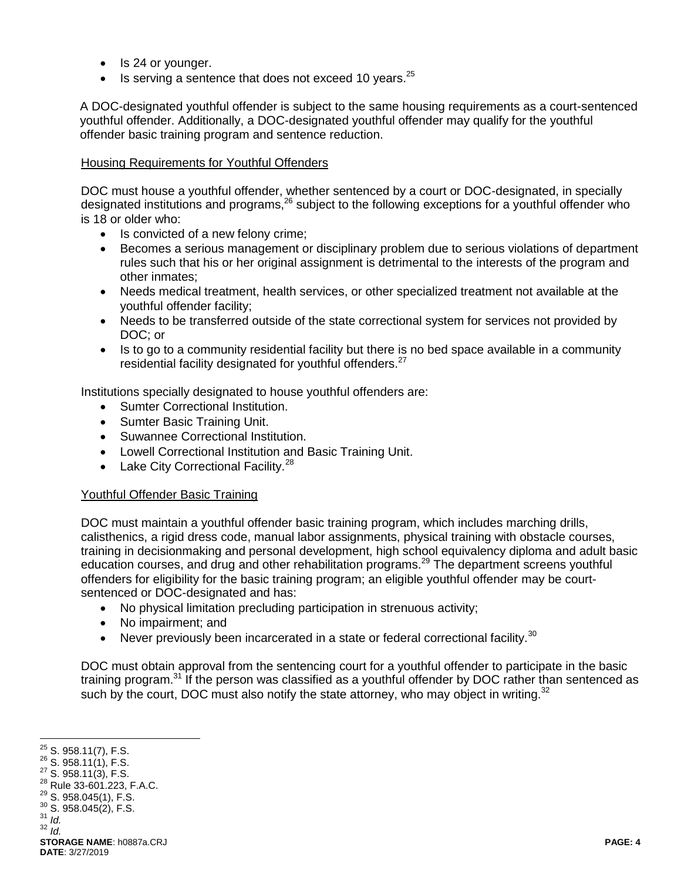- Is 24 or younger.
- Is serving a sentence that does not exceed 10 years.[25]

A DOC-designated youthful offender is subject to the same housing requirements as a court-sentenced youthful offender. Additionally, a DOC-designated youthful offender may qualify for the youthful offender basic training program and sentence reduction.

<u>Housing Requirements for Youthful Offenders</u>

DOC must house a youthful offender, whether sentenced by a court or DOC-designated, in specially designated institutions and programs,[26] subject to the following exceptions for a youthful offender who is 18 or older who:

- Is convicted of a new felony crime;
- Becomes a serious management or disciplinary problem due to serious violations of department rules such that his or her original assignment is detrimental to the interests of the program and other inmates;
- Needs medical treatment, health services, or other specialized treatment not available at the youthful offender facility;
- Needs to be transferred outside of the state correctional system for services not provided by DOC; or
- Is to go to a community residential facility but there is no bed space available in a community residential facility designated for youthful offenders.[27]

Institutions specially designated to house youthful offenders are:

- Sumter Correctional Institution.
- Sumter Basic Training Unit.
- Suwannee Correctional Institution.
- Lowell Correctional Institution and Basic Training Unit.
- Lake City Correctional Facility.[28]

<u>Youthful Offender Basic Training</u>

DOC must maintain a youthful offender basic training program, which includes marching drills, calisthenics, a rigid dress code, manual labor assignments, physical training with obstacle courses, training in decisionmaking and personal development, high school equivalency diploma and adult basic education courses, and drug and other rehabilitation programs.[29] The department screens youthful offenders for eligibility for the basic training program; an eligible youthful offender may be court-sentenced or DOC-designated and has:

- No physical limitation precluding participation in strenuous activity;
- No impairment; and
- Never previously been incarcerated in a state or federal correctional facility.[30]

DOC must obtain approval from the sentencing court for a youthful offender to participate in the basic training program.[31] If the person was classified as a youthful offender by DOC rather than sentenced as such by the court, DOC must also notify the state attorney, who may object in writing.[32]

---

[25] S. 958.11(7), F.S.
[26] S. 958.11(1), F.S.
[27] S. 958.11(3), F.S.
[28] Rule 33-601.223, F.A.C.
[29] S. 958.045(1), F.S.
[30] S. 958.045(2), F.S.
[31] *Id.*
[32] *Id.*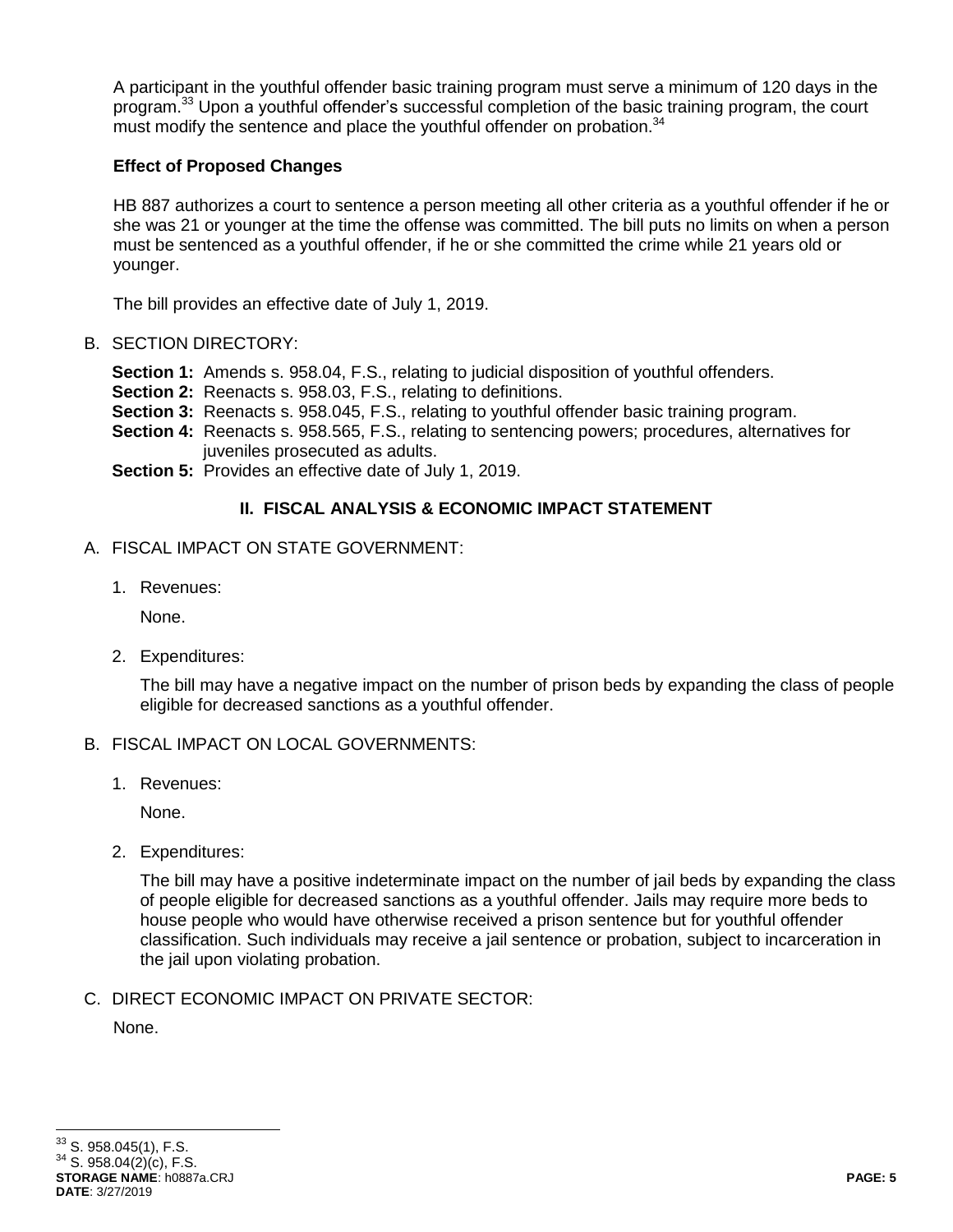A participant in the youthful offender basic training program must serve a minimum of 120 days in the program.[33] Upon a youthful offender's successful completion of the basic training program, the court must modify the sentence and place the youthful offender on probation.[34]

**Effect of Proposed Changes**

HB 887 authorizes a court to sentence a person meeting all other criteria as a youthful offender if he or she was 21 or younger at the time the offense was committed. The bill puts no limits on when a person must be sentenced as a youthful offender, if he or she committed the crime while 21 years old or younger.

The bill provides an effective date of July 1, 2019.

B. SECTION DIRECTORY:

**Section 1:** Amends s. 958.04, F.S., relating to judicial disposition of youthful offenders.
**Section 2:** Reenacts s. 958.03, F.S., relating to definitions.
**Section 3:** Reenacts s. 958.045, F.S., relating to youthful offender basic training program.
**Section 4:** Reenacts s. 958.565, F.S., relating to sentencing powers; procedures, alternatives for juveniles prosecuted as adults.
**Section 5:** Provides an effective date of July 1, 2019.

## II. FISCAL ANALYSIS & ECONOMIC IMPACT STATEMENT

A. FISCAL IMPACT ON STATE GOVERNMENT:

1. Revenues:

   None.

2. Expenditures:

   The bill may have a negative impact on the number of prison beds by expanding the class of people eligible for decreased sanctions as a youthful offender.

B. FISCAL IMPACT ON LOCAL GOVERNMENTS:

1. Revenues:

   None.

2. Expenditures:

   The bill may have a positive indeterminate impact on the number of jail beds by expanding the class of people eligible for decreased sanctions as a youthful offender. Jails may require more beds to house people who would have otherwise received a prison sentence but for youthful offender classification. Such individuals may receive a jail sentence or probation, subject to incarceration in the jail upon violating probation.

C. DIRECT ECONOMIC IMPACT ON PRIVATE SECTOR:

   None.

[33] S. 958.045(1), F.S.
[34] S. 958.04(2)(c), F.S.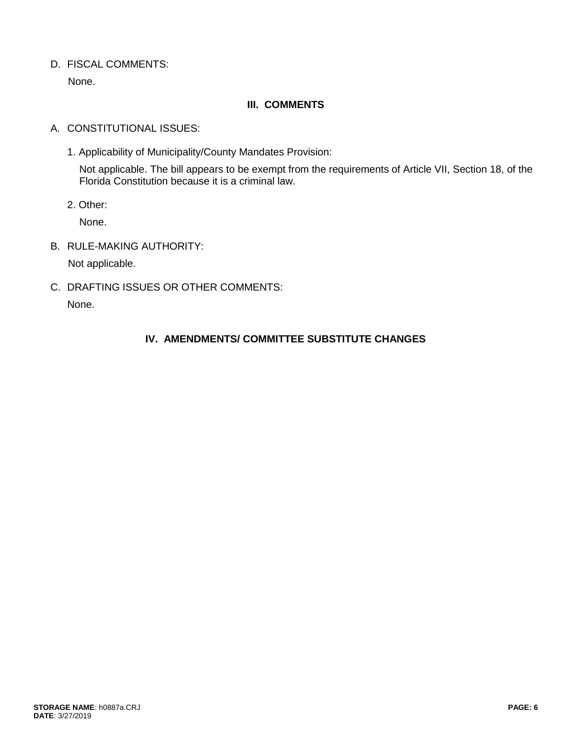D. FISCAL COMMENTS:

None.

## III. COMMENTS

A. CONSTITUTIONAL ISSUES:

1. Applicability of Municipality/County Mandates Provision:

Not applicable. The bill appears to be exempt from the requirements of Article VII, Section 18, of the Florida Constitution because it is a criminal law.

2. Other:

None.

B. RULE-MAKING AUTHORITY:

Not applicable.

C. DRAFTING ISSUES OR OTHER COMMENTS:

None.

## IV. AMENDMENTS/ COMMITTEE SUBSTITUTE CHANGES